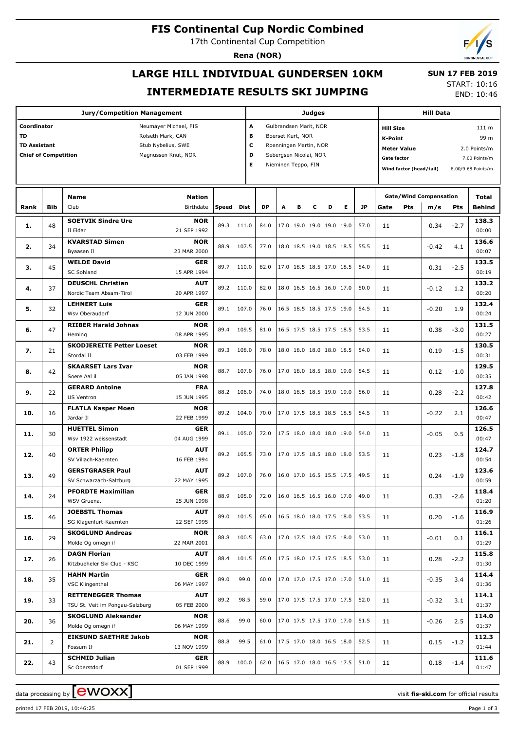# FIS Continental Cup Nordic Combined

17th Continental Cup Competition

**Rena (NOR)**

## LARGE HILL INDIVIDUAL GUNDERSEN 10KM

## INTERMEDIATE RESULTS SKI JUMPING

**SUN 17 FEB 2019**

START: 10:16

END: 10:46

| Jury/Competition Management | | Judges | | Hill Data | |
|---|---|---|---|---|---|
| Coordinator | Neumayer Michael, FIS | A | Gulbrandsen Marit, NOR | Hill Size | 111 m |
| TD | Rolseth Mark, CAN | B | Boerset Kurt, NOR | K-Point | 99 m |
| TD Assistant | Stub Nybelius, SWE | C | Roenningen Martin, NOR | Meter Value | 2.0 Points/m |
| Chief of Competition | Magnussen Knut, NOR | D | Sebergsen Nicolai, NOR | Gate factor | 7.00 Points/m |
| | | E | Nieminen Teppo, FIN | Wind factor (head/tail) | 8.00/9.68 Points/m |

| Rank | Bib | Name / Club | Nation / Birthdate | Speed | Dist | DP | A | B | C | D | E | JP | Gate | Pts | m/s | Pts | Total / Behind |
|---|---|---|---|---|---|---|---|---|---|---|---|---|---|---|---|---|---|
| 1. | 48 | **SOETVIK Sindre Ure** Il Eldar | **NOR** 21 SEP 1992 | 89.3 | 111.0 | 84.0 | 17.0 | 19.0 | 19.0 | 19.0 | 19.0 | 57.0 | 11 | | 0.34 | -2.7 | **138.3** 00:00 |
| 2. | 34 | **KVARSTAD Simen** Byaasen Il | **NOR** 23 MAR 2000 | 88.9 | 107.5 | 77.0 | 18.0 | 18.5 | 19.0 | 18.5 | 18.5 | 55.5 | 11 | | -0.42 | 4.1 | **136.6** 00:07 |
| 3. | 45 | **WELDE David** SC Sohland | **GER** 15 APR 1994 | 89.7 | 110.0 | 82.0 | 17.0 | 18.5 | 18.5 | 17.0 | 18.5 | 54.0 | 11 | | 0.31 | -2.5 | **133.5** 00:19 |
| 4. | 37 | **DEUSCHL Christian** Nordic Team Absam-Tirol | **AUT** 20 APR 1997 | 89.2 | 110.0 | 82.0 | 18.0 | 16.5 | 16.5 | 16.0 | 17.0 | 50.0 | 11 | | -0.12 | 1.2 | **133.2** 00:20 |
| 5. | 32 | **LEHNERT Luis** Wsv Oberaudorf | **GER** 12 JUN 2000 | 89.1 | 107.0 | 76.0 | 16.5 | 18.5 | 18.5 | 17.5 | 19.0 | 54.5 | 11 | | -0.20 | 1.9 | **132.4** 00:24 |
| 6. | 47 | **RIIBER Harald Johnas** Heming | **NOR** 08 APR 1995 | 89.4 | 109.5 | 81.0 | 16.5 | 17.5 | 18.5 | 17.5 | 18.5 | 53.5 | 11 | | 0.38 | -3.0 | **131.5** 00:27 |
| 7. | 21 | **SKODJEREITE Petter Loeset** Stordal Il | **NOR** 03 FEB 1999 | 89.3 | 108.0 | 78.0 | 18.0 | 18.0 | 18.0 | 18.0 | 18.5 | 54.0 | 11 | | 0.19 | -1.5 | **130.5** 00:31 |
| 8. | 42 | **SKAARSET Lars Ivar** Soere Aal il | **NOR** 05 JAN 1998 | 88.7 | 107.0 | 76.0 | 17.0 | 18.0 | 18.5 | 18.0 | 19.0 | 54.5 | 11 | | 0.12 | -1.0 | **129.5** 00:35 |
| 9. | 22 | **GERARD Antoine** US Ventron | **FRA** 15 JUN 1995 | 88.2 | 106.0 | 74.0 | 18.0 | 18.5 | 18.5 | 19.0 | 19.0 | 56.0 | 11 | | 0.28 | -2.2 | **127.8** 00:42 |
| 10. | 16 | **FLATLA Kasper Moen** Jardar Il | **NOR** 22 FEB 1999 | 89.2 | 104.0 | 70.0 | 17.0 | 17.5 | 18.5 | 18.5 | 18.5 | 54.5 | 11 | | -0.22 | 2.1 | **126.6** 00:47 |
| 11. | 30 | **HUETTEL Simon** Wsv 1922 weissenstadt | **GER** 04 AUG 1999 | 89.1 | 105.0 | 72.0 | 17.5 | 18.0 | 18.0 | 18.0 | 19.0 | 54.0 | 11 | | -0.05 | 0.5 | **126.5** 00:47 |
| 12. | 40 | **ORTER Philipp** SV Villach-Kaernten | **AUT** 16 FEB 1994 | 89.2 | 105.5 | 73.0 | 17.0 | 17.5 | 18.5 | 18.0 | 18.0 | 53.5 | 11 | | 0.23 | -1.8 | **124.7** 00:54 |
| 13. | 49 | **GERSTGRASER Paul** SV Schwarzach-Salzburg | **AUT** 22 MAY 1995 | 89.2 | 107.0 | 76.0 | 16.0 | 17.0 | 16.5 | 15.5 | 17.5 | 49.5 | 11 | | 0.24 | -1.9 | **123.6** 00:59 |
| 14. | 24 | **PFORDTE Maximilian** WSV Gruena. | **GER** 25 JUN 1998 | 88.9 | 105.0 | 72.0 | 16.0 | 16.5 | 16.5 | 16.0 | 17.0 | 49.0 | 11 | | 0.33 | -2.6 | **118.4** 01:20 |
| 15. | 46 | **JOEBSTL Thomas** SG Klagenfurt-Kaernten | **AUT** 22 SEP 1995 | 89.0 | 101.5 | 65.0 | 16.5 | 18.0 | 18.0 | 17.5 | 18.0 | 53.5 | 11 | | 0.20 | -1.6 | **116.9** 01:26 |
| 16. | 29 | **SKOGLUND Andreas** Molde Og omegn if | **NOR** 22 MAR 2001 | 88.8 | 100.5 | 63.0 | 17.0 | 17.5 | 18.0 | 17.5 | 18.0 | 53.0 | 11 | | -0.01 | 0.1 | **116.1** 01:29 |
| 17. | 26 | **DAGN Florian** Kitzbueheler Ski Club - KSC | **AUT** 10 DEC 1999 | 88.4 | 101.5 | 65.0 | 17.5 | 18.0 | 17.5 | 17.5 | 18.5 | 53.0 | 11 | | 0.28 | -2.2 | **115.8** 01:30 |
| 18. | 35 | **HAHN Martin** VSC Klingenthal | **GER** 06 MAY 1997 | 89.0 | 99.0 | 60.0 | 17.0 | 17.0 | 17.5 | 17.0 | 17.0 | 51.0 | 11 | | -0.35 | 3.4 | **114.4** 01:36 |
| 19. | 33 | **RETTENEGGER Thomas** TSU St. Veit im Pongau-Salzburg | **AUT** 05 FEB 2000 | 89.2 | 98.5 | 59.0 | 17.0 | 17.5 | 17.5 | 17.0 | 17.5 | 52.0 | 11 | | -0.32 | 3.1 | **114.1** 01:37 |
| 20. | 36 | **SKOGLUND Aleksander** Molde Og omegn if | **NOR** 06 MAY 1999 | 88.6 | 99.0 | 60.0 | 17.0 | 17.5 | 17.5 | 17.0 | 17.0 | 51.5 | 11 | | -0.26 | 2.5 | **114.0** 01:37 |
| 21. | 2 | **EIKSUND SAETHRE Jakob** Fossum If | **NOR** 13 NOV 1999 | 88.8 | 99.5 | 61.0 | 17.5 | 17.0 | 18.0 | 16.5 | 18.0 | 52.5 | 11 | | 0.15 | -1.2 | **112.3** 01:44 |
| 22. | 43 | **SCHMID Julian** Sc Oberstdorf | **GER** 01 SEP 1999 | 88.9 | 100.0 | 62.0 | 16.5 | 17.0 | 18.0 | 16.5 | 17.5 | 51.0 | 11 | | 0.18 | -1.4 | **111.6** 01:47 |

data processing by ewoxx — visit **fis-ski.com** for official results

printed 17 FEB 2019, 10:46:25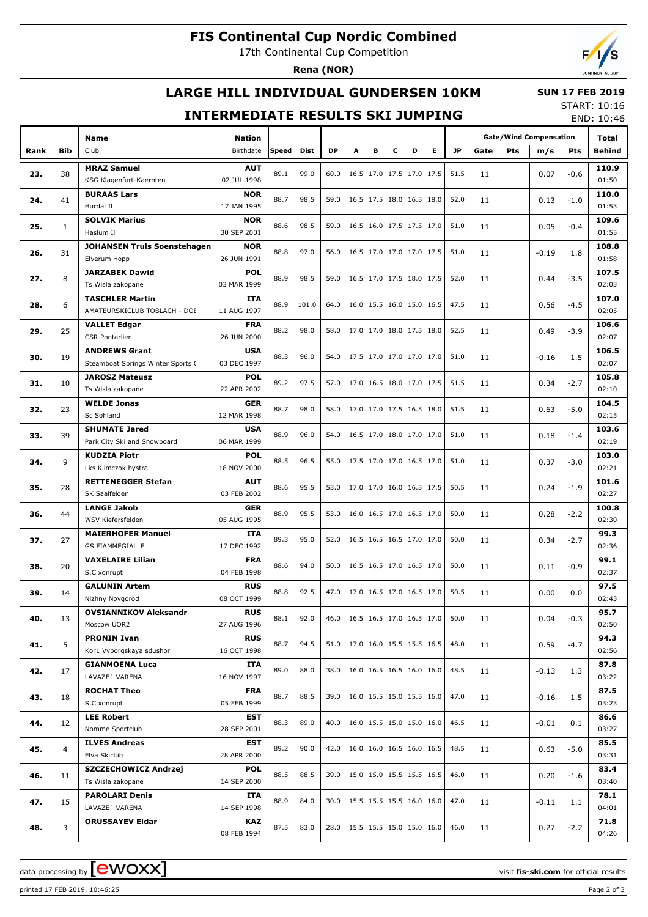# FIS Continental Cup Nordic Combined

17th Continental Cup Competition

**Rena (NOR)**

## LARGE HILL INDIVIDUAL GUNDERSEN 10KM

**SUN 17 FEB 2019**

START: 10:16

END: 10:46

## INTERMEDIATE RESULTS SKI JUMPING

| Rank | Bib | Name / Club | Nation / Birthdate | Speed | Dist | DP | A | B | C | D | E | JP | Gate | Pts | m/s | Pts | Total / Behind |
|---|---|---|---|---|---|---|---|---|---|---|---|---|---|---|---|---|---|
| 23. | 38 | **MRAZ Samuel** KSG Klagenfurt-Kaernten | **AUT** 02 JUL 1998 | 89.1 | 99.0 | 60.0 | 16.5 | 17.0 | 17.5 | 17.0 | 17.5 | 51.5 | 11 | | 0.07 | -0.6 | **110.9** 01:50 |
| 24. | 41 | **BURAAS Lars** Hurdal Il | **NOR** 17 JAN 1995 | 88.7 | 98.5 | 59.0 | 16.5 | 17.5 | 18.0 | 16.5 | 18.0 | 52.0 | 11 | | 0.13 | -1.0 | **110.0** 01:53 |
| 25. | 1 | **SOLVIK Marius** Haslum Il | **NOR** 30 SEP 2001 | 88.6 | 98.5 | 59.0 | 16.5 | 16.0 | 17.5 | 17.5 | 17.0 | 51.0 | 11 | | 0.05 | -0.4 | **109.6** 01:55 |
| 26. | 31 | **JOHANSEN Truls Soenstehagen** Elverum Hopp | **NOR** 26 JUN 1991 | 88.8 | 97.0 | 56.0 | 16.5 | 17.0 | 17.0 | 17.0 | 17.5 | 51.0 | 11 | | -0.19 | 1.8 | **108.8** 01:58 |
| 27. | 8 | **JARZABEK Dawid** Ts Wisla zakopane | **POL** 03 MAR 1999 | 88.9 | 98.5 | 59.0 | 16.5 | 17.0 | 17.5 | 18.0 | 17.5 | 52.0 | 11 | | 0.44 | -3.5 | **107.5** 02:03 |
| 28. | 6 | **TASCHLER Martin** AMATEURSKICLUB TOBLACH - DOE | **ITA** 11 AUG 1997 | 88.9 | 101.0 | 64.0 | 16.0 | 15.5 | 16.0 | 15.0 | 16.5 | 47.5 | 11 | | 0.56 | -4.5 | **107.0** 02:05 |
| 29. | 25 | **VALLET Edgar** CSR Pontarlier | **FRA** 26 JUN 2000 | 88.2 | 98.0 | 58.0 | 17.0 | 17.0 | 18.0 | 17.5 | 18.0 | 52.5 | 11 | | 0.49 | -3.9 | **106.6** 02:07 |
| 30. | 19 | **ANDREWS Grant** Steamboat Springs Winter Sports ( | **USA** 03 DEC 1997 | 88.3 | 96.0 | 54.0 | 17.5 | 17.0 | 17.0 | 17.0 | 17.0 | 51.0 | 11 | | -0.16 | 1.5 | **106.5** 02:07 |
| 31. | 10 | **JAROSZ Mateusz** Ts Wisla zakopane | **POL** 22 APR 2002 | 89.2 | 97.5 | 57.0 | 17.0 | 16.5 | 18.0 | 17.0 | 17.5 | 51.5 | 11 | | 0.34 | -2.7 | **105.8** 02:10 |
| 32. | 23 | **WELDE Jonas** Sc Sohland | **GER** 12 MAR 1998 | 88.7 | 98.0 | 58.0 | 17.0 | 17.0 | 17.5 | 16.5 | 18.0 | 51.5 | 11 | | 0.63 | -5.0 | **104.5** 02:15 |
| 33. | 39 | **SHUMATE Jared** Park City Ski and Snowboard | **USA** 06 MAR 1999 | 88.9 | 96.0 | 54.0 | 16.5 | 17.0 | 18.0 | 17.0 | 17.0 | 51.0 | 11 | | 0.18 | -1.4 | **103.6** 02:19 |
| 34. | 9 | **KUDZIA Piotr** Lks Klimczok bystra | **POL** 18 NOV 2000 | 88.5 | 96.5 | 55.0 | 17.5 | 17.0 | 17.0 | 16.5 | 17.0 | 51.0 | 11 | | 0.37 | -3.0 | **103.0** 02:21 |
| 35. | 28 | **RETTENEGGER Stefan** SK Saalfelden | **AUT** 03 FEB 2002 | 88.6 | 95.5 | 53.0 | 17.0 | 17.0 | 16.0 | 16.5 | 17.5 | 50.5 | 11 | | 0.24 | -1.9 | **101.6** 02:27 |
| 36. | 44 | **LANGE Jakob** WSV Kiefersfelden | **GER** 05 AUG 1995 | 88.9 | 95.5 | 53.0 | 16.0 | 16.5 | 17.0 | 16.5 | 17.0 | 50.0 | 11 | | 0.28 | -2.2 | **100.8** 02:30 |
| 37. | 27 | **MAIERHOFER Manuel** GS FIAMMEGIALLE | **ITA** 17 DEC 1992 | 89.3 | 95.0 | 52.0 | 16.5 | 16.5 | 16.5 | 17.0 | 17.0 | 50.0 | 11 | | 0.34 | -2.7 | **99.3** 02:36 |
| 38. | 20 | **VAXELAIRE Lilian** S.C xonrupt | **FRA** 04 FEB 1998 | 88.6 | 94.0 | 50.0 | 16.5 | 16.5 | 17.0 | 16.5 | 17.0 | 50.0 | 11 | | 0.11 | -0.9 | **99.1** 02:37 |
| 39. | 14 | **GALUNIN Artem** Nizhny Novgorod | **RUS** 08 OCT 1999 | 88.8 | 92.5 | 47.0 | 17.0 | 16.5 | 17.0 | 16.5 | 17.0 | 50.5 | 11 | | 0.00 | 0.0 | **97.5** 02:43 |
| 40. | 13 | **OVSIANNIKOV Aleksandr** Moscow UOR2 | **RUS** 27 AUG 1996 | 88.1 | 92.0 | 46.0 | 16.5 | 16.5 | 17.0 | 16.5 | 17.0 | 50.0 | 11 | | 0.04 | -0.3 | **95.7** 02:50 |
| 41. | 5 | **PRONIN Ivan** Kor1 Vyborgskaya sdushor | **RUS** 16 OCT 1998 | 88.7 | 94.5 | 51.0 | 17.0 | 16.0 | 15.5 | 15.5 | 16.5 | 48.0 | 11 | | 0.59 | -4.7 | **94.3** 02:56 |
| 42. | 17 | **GIANMOENA Luca** LAVAZE´ VARENA | **ITA** 16 NOV 1997 | 89.0 | 88.0 | 38.0 | 16.0 | 16.5 | 16.5 | 16.0 | 16.0 | 48.5 | 11 | | -0.13 | 1.3 | **87.8** 03:22 |
| 43. | 18 | **ROCHAT Theo** S.C xonrupt | **FRA** 05 FEB 1999 | 88.7 | 88.5 | 39.0 | 16.0 | 15.5 | 15.0 | 15.5 | 16.0 | 47.0 | 11 | | -0.16 | 1.5 | **87.5** 03:23 |
| 44. | 12 | **LEE Robert** Nomme Sportclub | **EST** 28 SEP 2001 | 88.3 | 89.0 | 40.0 | 16.0 | 15.5 | 15.0 | 15.0 | 16.0 | 46.5 | 11 | | -0.01 | 0.1 | **86.6** 03:27 |
| 45. | 4 | **ILVES Andreas** Elva Skiclub | **EST** 28 APR 2000 | 89.2 | 90.0 | 42.0 | 16.0 | 16.0 | 16.5 | 16.0 | 16.5 | 48.5 | 11 | | 0.63 | -5.0 | **85.5** 03:31 |
| 46. | 11 | **SZCZECHOWICZ Andrzej** Ts Wisla zakopane | **POL** 14 SEP 2000 | 88.5 | 88.5 | 39.0 | 15.0 | 15.0 | 15.5 | 15.5 | 16.5 | 46.0 | 11 | | 0.20 | -1.6 | **83.4** 03:40 |
| 47. | 15 | **PAROLARI Denis** LAVAZE´ VARENA | **ITA** 14 SEP 1998 | 88.9 | 84.0 | 30.0 | 15.5 | 15.5 | 15.5 | 16.0 | 16.0 | 47.0 | 11 | | -0.11 | 1.1 | **78.1** 04:01 |
| 48. | 3 | **ORUSSAYEV Eldar** | **KAZ** 08 FEB 1994 | 87.5 | 83.0 | 28.0 | 15.5 | 15.5 | 15.0 | 15.0 | 16.0 | 46.0 | 11 | | 0.27 | -2.2 | **71.8** 04:26 |

data processing by EWOXX — visit **fis-ski.com** for official results

printed 17 FEB 2019, 10:46:25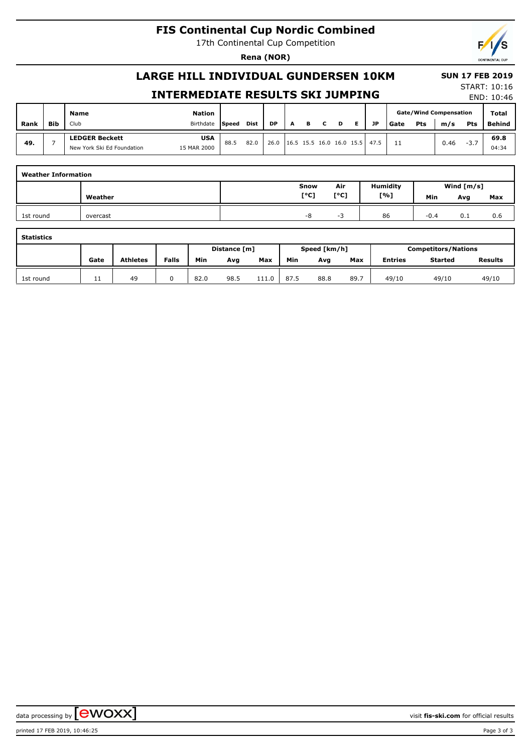# FIS Continental Cup Nordic Combined

17th Continental Cup Competition

**Rena (NOR)**

## LARGE HILL INDIVIDUAL GUNDERSEN 10KM

**SUN 17 FEB 2019**

START: 10:16

END: 10:46

## INTERMEDIATE RESULTS SKI JUMPING

| Rank | Bib | Name / Club | Nation / Birthdate | Speed | Dist | DP | A | B | C | D | E | JP | Gate/Wind Compensation: Gate | Pts | m/s | Pts | Total / Behind |
|---|---|---|---|---|---|---|---|---|---|---|---|---|---|---|---|---|---|
| 49. | 7 | **LEDGER Beckett** New York Ski Ed Foundation | **USA** 15 MAR 2000 | 88.5 | 82.0 | 26.0 | 16.5 | 15.5 | 16.0 | 16.0 | 15.5 | 47.5 | 11 | | 0.46 | -3.7 | **69.8** 04:34 |

**Weather Information**

| | Weather | Snow [°C] | Air [°C] | Humidity [%] | Wind [m/s] Min | Avg | Max |
|---|---|---|---|---|---|---|---|
| 1st round | overcast | -8 | -3 | 86 | -0.4 | 0.1 | 0.6 |

**Statistics**

| | Gate | Athletes | Falls | Distance [m] Min | Avg | Max | Speed [km/h] Min | Avg | Max | Competitors/Nations Entries | Started | Results |
|---|---|---|---|---|---|---|---|---|---|---|---|---|
| 1st round | 11 | 49 | 0 | 82.0 | 98.5 | 111.0 | 87.5 | 88.8 | 89.7 | 49/10 | 49/10 | 49/10 |

data processing by [ewoxx]

visit **fis-ski.com** for official results

printed 17 FEB 2019, 10:46:25